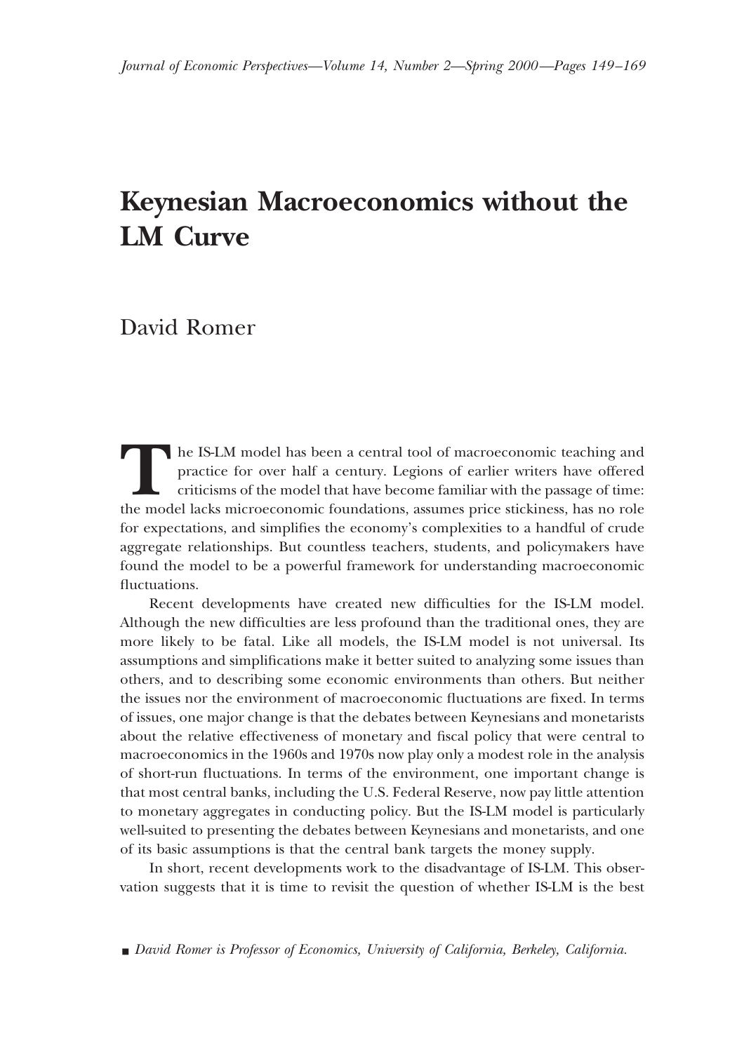# Keynesian Macroeconomics without the LM Curve

David Romer

The IS-LM model has been a central tool of macroeconomic teaching and practice for over half a century. Legions of earlier writers have offered criticisms of the model that have become familiar with the passage of time: the model lacks microeconomic foundations, assumes price stickiness, has no role for expectations, and simplifies the economy's complexities to a handful of crude aggregate relationships. But countless teachers, students, and policymakers have found the model to be a powerful framework for understanding macroeconomic fluctuations.

Recent developments have created new difficulties for the IS-LM model. Although the new difficulties are less profound than the traditional ones, they are more likely to be fatal. Like all models, the IS-LM model is not universal. Its assumptions and simplifications make it better suited to analyzing some issues than others, and to describing some economic environments than others. But neither the issues nor the environment of macroeconomic fluctuations are fixed. In terms of issues, one major change is that the debates between Keynesians and monetarists about the relative effectiveness of monetary and fiscal policy that were central to macroeconomics in the 1960s and 1970s now play only a modest role in the analysis of short-run fluctuations. In terms of the environment, one important change is that most central banks, including the U.S. Federal Reserve, now pay little attention to monetary aggregates in conducting policy. But the IS-LM model is particularly well-suited to presenting the debates between Keynesians and monetarists, and one of its basic assumptions is that the central bank targets the money supply.

In short, recent developments work to the disadvantage of IS-LM. This observation suggests that it is time to revisit the question of whether IS-LM is the best

■ *David Romer is Professor of Economics, University of California, Berkeley, California.*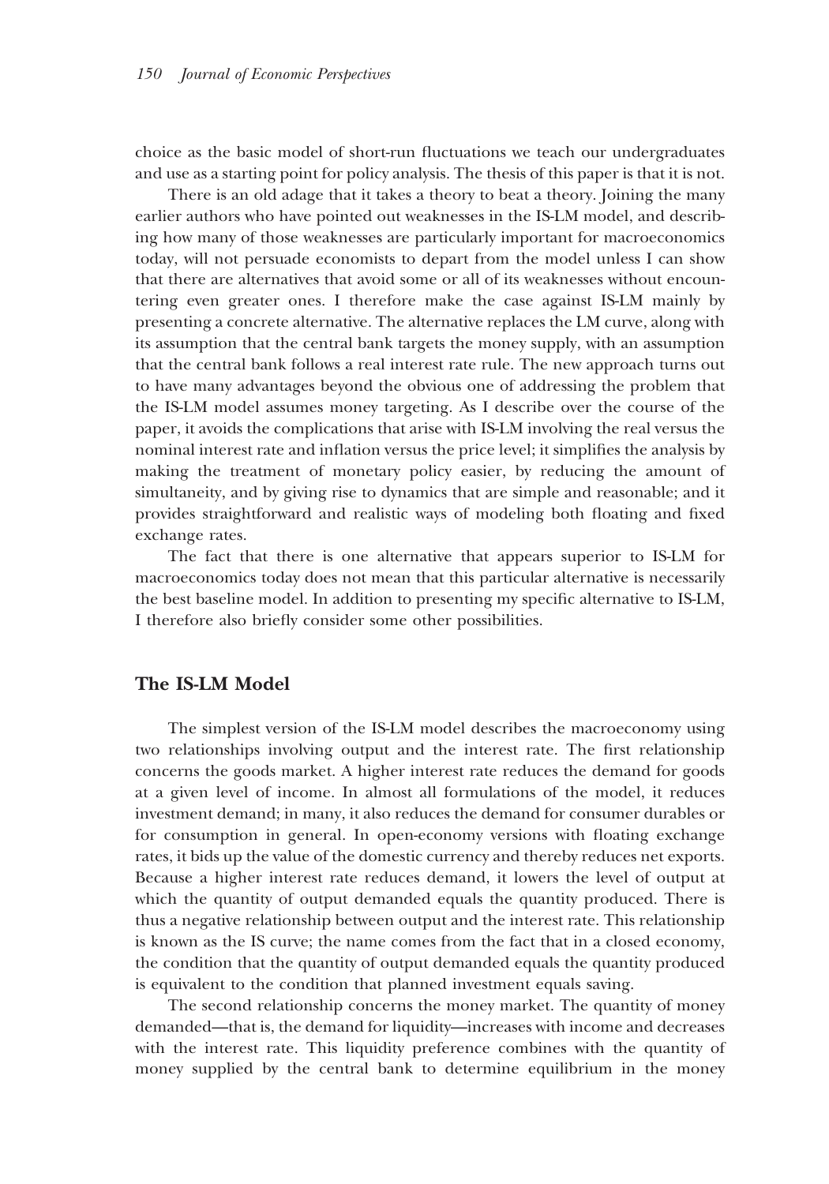choice as the basic model of short-run fluctuations we teach our undergraduates and use as a starting point for policy analysis. The thesis of this paper is that it is not.

There is an old adage that it takes a theory to beat a theory. Joining the many earlier authors who have pointed out weaknesses in the IS-LM model, and describing how many of those weaknesses are particularly important for macroeconomics today, will not persuade economists to depart from the model unless I can show that there are alternatives that avoid some or all of its weaknesses without encountering even greater ones. I therefore make the case against IS-LM mainly by presenting a concrete alternative. The alternative replaces the LM curve, along with its assumption that the central bank targets the money supply, with an assumption that the central bank follows a real interest rate rule. The new approach turns out to have many advantages beyond the obvious one of addressing the problem that the IS-LM model assumes money targeting. As I describe over the course of the paper, it avoids the complications that arise with IS-LM involving the real versus the nominal interest rate and inflation versus the price level; it simplifies the analysis by making the treatment of monetary policy easier, by reducing the amount of simultaneity, and by giving rise to dynamics that are simple and reasonable; and it provides straightforward and realistic ways of modeling both floating and fixed exchange rates.

The fact that there is one alternative that appears superior to IS-LM for macroeconomics today does not mean that this particular alternative is necessarily the best baseline model. In addition to presenting my specific alternative to IS-LM, I therefore also briefly consider some other possibilities.

## The IS-LM Model

The simplest version of the IS-LM model describes the macroeconomy using two relationships involving output and the interest rate. The first relationship concerns the goods market. A higher interest rate reduces the demand for goods at a given level of income. In almost all formulations of the model, it reduces investment demand; in many, it also reduces the demand for consumer durables or for consumption in general. In open-economy versions with floating exchange rates, it bids up the value of the domestic currency and thereby reduces net exports. Because a higher interest rate reduces demand, it lowers the level of output at which the quantity of output demanded equals the quantity produced. There is thus a negative relationship between output and the interest rate. This relationship is known as the IS curve; the name comes from the fact that in a closed economy, the condition that the quantity of output demanded equals the quantity produced is equivalent to the condition that planned investment equals saving.

The second relationship concerns the money market. The quantity of money demanded—that is, the demand for liquidity—increases with income and decreases with the interest rate. This liquidity preference combines with the quantity of money supplied by the central bank to determine equilibrium in the money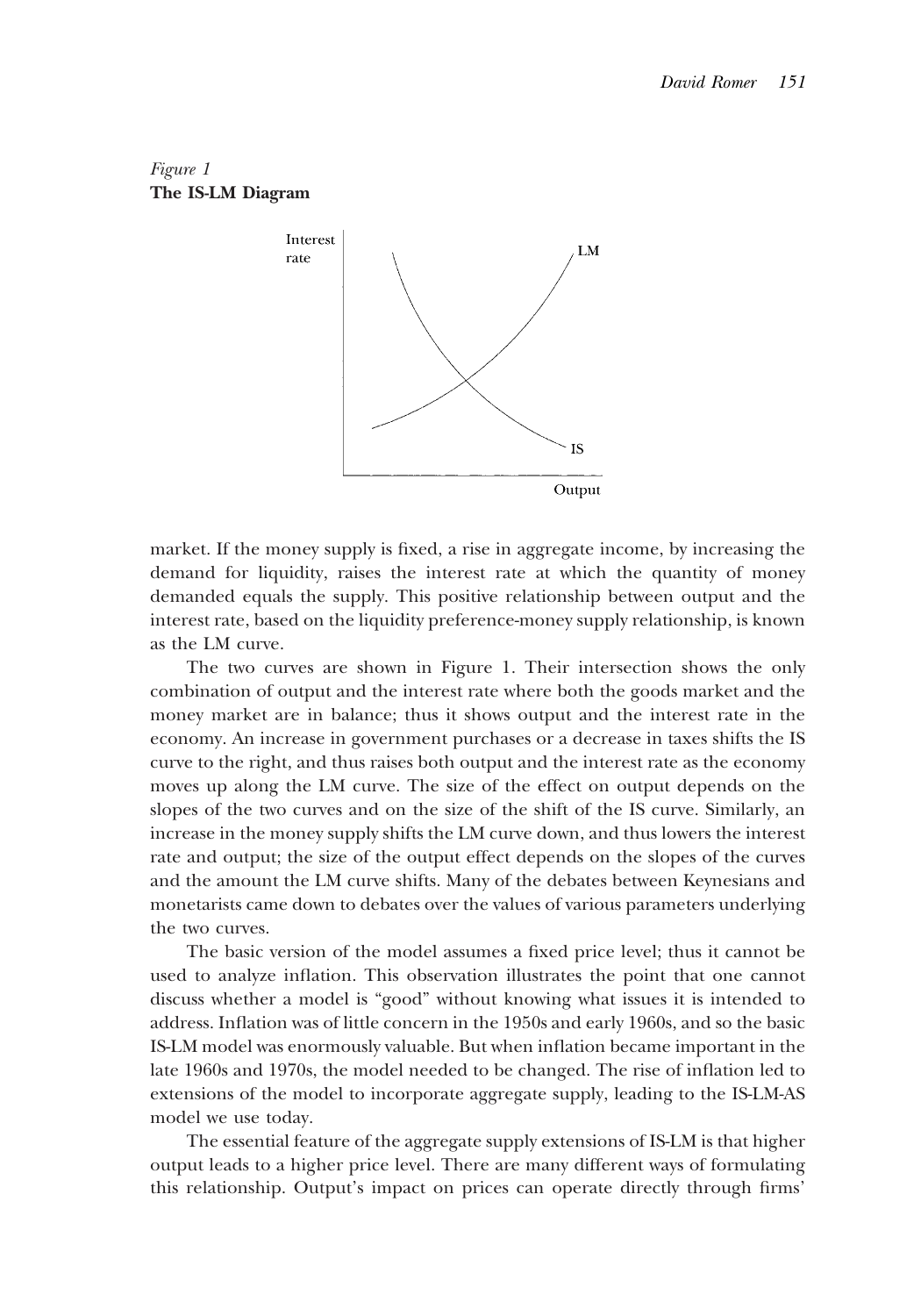*Figure 1*
**The IS-LM Diagram**

Interest rate

LM

IS

Output

market. If the money supply is fixed, a rise in aggregate income, by increasing the demand for liquidity, raises the interest rate at which the quantity of money demanded equals the supply. This positive relationship between output and the interest rate, based on the liquidity preference-money supply relationship, is known as the LM curve.

The two curves are shown in Figure 1. Their intersection shows the only combination of output and the interest rate where both the goods market and the money market are in balance; thus it shows output and the interest rate in the economy. An increase in government purchases or a decrease in taxes shifts the IS curve to the right, and thus raises both output and the interest rate as the economy moves up along the LM curve. The size of the effect on output depends on the slopes of the two curves and on the size of the shift of the IS curve. Similarly, an increase in the money supply shifts the LM curve down, and thus lowers the interest rate and output; the size of the output effect depends on the slopes of the curves and the amount the LM curve shifts. Many of the debates between Keynesians and monetarists came down to debates over the values of various parameters underlying the two curves.

The basic version of the model assumes a fixed price level; thus it cannot be used to analyze inflation. This observation illustrates the point that one cannot discuss whether a model is "good" without knowing what issues it is intended to address. Inflation was of little concern in the 1950s and early 1960s, and so the basic IS-LM model was enormously valuable. But when inflation became important in the late 1960s and 1970s, the model needed to be changed. The rise of inflation led to extensions of the model to incorporate aggregate supply, leading to the IS-LM-AS model we use today.

The essential feature of the aggregate supply extensions of IS-LM is that higher output leads to a higher price level. There are many different ways of formulating this relationship. Output's impact on prices can operate directly through firms'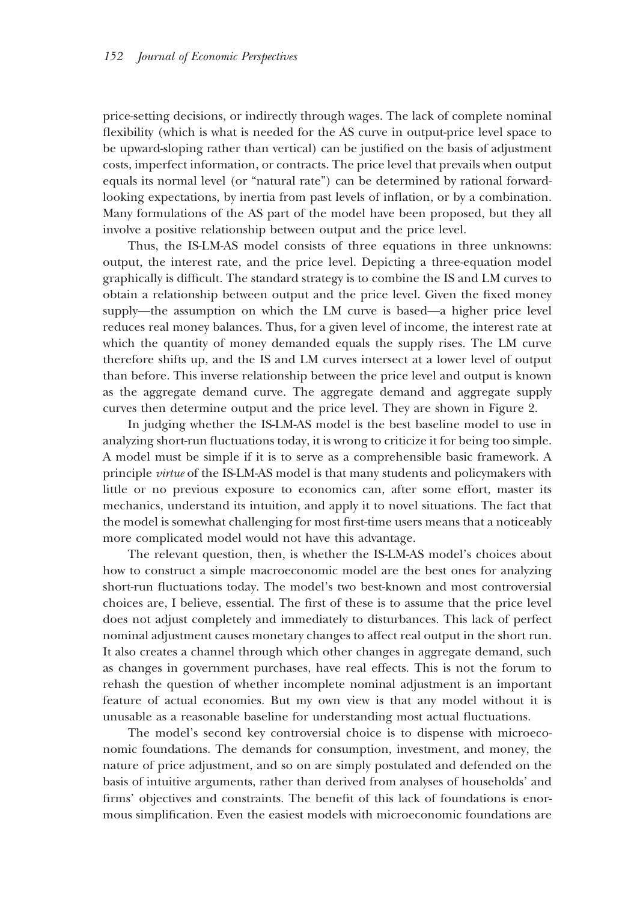price-setting decisions, or indirectly through wages. The lack of complete nominal flexibility (which is what is needed for the AS curve in output-price level space to be upward-sloping rather than vertical) can be justified on the basis of adjustment costs, imperfect information, or contracts. The price level that prevails when output equals its normal level (or "natural rate") can be determined by rational forward-looking expectations, by inertia from past levels of inflation, or by a combination. Many formulations of the AS part of the model have been proposed, but they all involve a positive relationship between output and the price level.

Thus, the IS-LM-AS model consists of three equations in three unknowns: output, the interest rate, and the price level. Depicting a three-equation model graphically is difficult. The standard strategy is to combine the IS and LM curves to obtain a relationship between output and the price level. Given the fixed money supply—the assumption on which the LM curve is based—a higher price level reduces real money balances. Thus, for a given level of income, the interest rate at which the quantity of money demanded equals the supply rises. The LM curve therefore shifts up, and the IS and LM curves intersect at a lower level of output than before. This inverse relationship between the price level and output is known as the aggregate demand curve. The aggregate demand and aggregate supply curves then determine output and the price level. They are shown in Figure 2.

In judging whether the IS-LM-AS model is the best baseline model to use in analyzing short-run fluctuations today, it is wrong to criticize it for being too simple. A model must be simple if it is to serve as a comprehensible basic framework. A principle *virtue* of the IS-LM-AS model is that many students and policymakers with little or no previous exposure to economics can, after some effort, master its mechanics, understand its intuition, and apply it to novel situations. The fact that the model is somewhat challenging for most first-time users means that a noticeably more complicated model would not have this advantage.

The relevant question, then, is whether the IS-LM-AS model's choices about how to construct a simple macroeconomic model are the best ones for analyzing short-run fluctuations today. The model's two best-known and most controversial choices are, I believe, essential. The first of these is to assume that the price level does not adjust completely and immediately to disturbances. This lack of perfect nominal adjustment causes monetary changes to affect real output in the short run. It also creates a channel through which other changes in aggregate demand, such as changes in government purchases, have real effects. This is not the forum to rehash the question of whether incomplete nominal adjustment is an important feature of actual economies. But my own view is that any model without it is unusable as a reasonable baseline for understanding most actual fluctuations.

The model's second key controversial choice is to dispense with microeconomic foundations. The demands for consumption, investment, and money, the nature of price adjustment, and so on are simply postulated and defended on the basis of intuitive arguments, rather than derived from analyses of households' and firms' objectives and constraints. The benefit of this lack of foundations is enormous simplification. Even the easiest models with microeconomic foundations are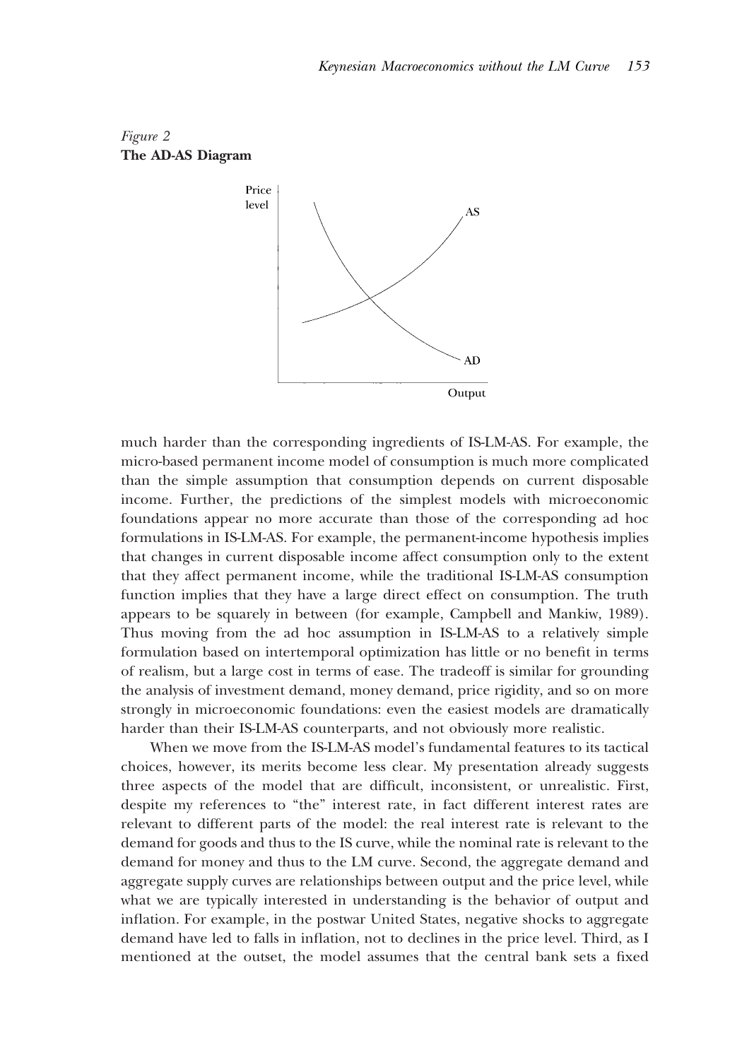*Figure 2*
**The AD-AS Diagram**

Price
level

AS

AD

Output

much harder than the corresponding ingredients of IS-LM-AS. For example, the micro-based permanent income model of consumption is much more complicated than the simple assumption that consumption depends on current disposable income. Further, the predictions of the simplest models with microeconomic foundations appear no more accurate than those of the corresponding ad hoc formulations in IS-LM-AS. For example, the permanent-income hypothesis implies that changes in current disposable income affect consumption only to the extent that they affect permanent income, while the traditional IS-LM-AS consumption function implies that they have a large direct effect on consumption. The truth appears to be squarely in between (for example, Campbell and Mankiw, 1989). Thus moving from the ad hoc assumption in IS-LM-AS to a relatively simple formulation based on intertemporal optimization has little or no benefit in terms of realism, but a large cost in terms of ease. The tradeoff is similar for grounding the analysis of investment demand, money demand, price rigidity, and so on more strongly in microeconomic foundations: even the easiest models are dramatically harder than their IS-LM-AS counterparts, and not obviously more realistic.

When we move from the IS-LM-AS model's fundamental features to its tactical choices, however, its merits become less clear. My presentation already suggests three aspects of the model that are difficult, inconsistent, or unrealistic. First, despite my references to "the" interest rate, in fact different interest rates are relevant to different parts of the model: the real interest rate is relevant to the demand for goods and thus to the IS curve, while the nominal rate is relevant to the demand for money and thus to the LM curve. Second, the aggregate demand and aggregate supply curves are relationships between output and the price level, while what we are typically interested in understanding is the behavior of output and inflation. For example, in the postwar United States, negative shocks to aggregate demand have led to falls in inflation, not to declines in the price level. Third, as I mentioned at the outset, the model assumes that the central bank sets a fixed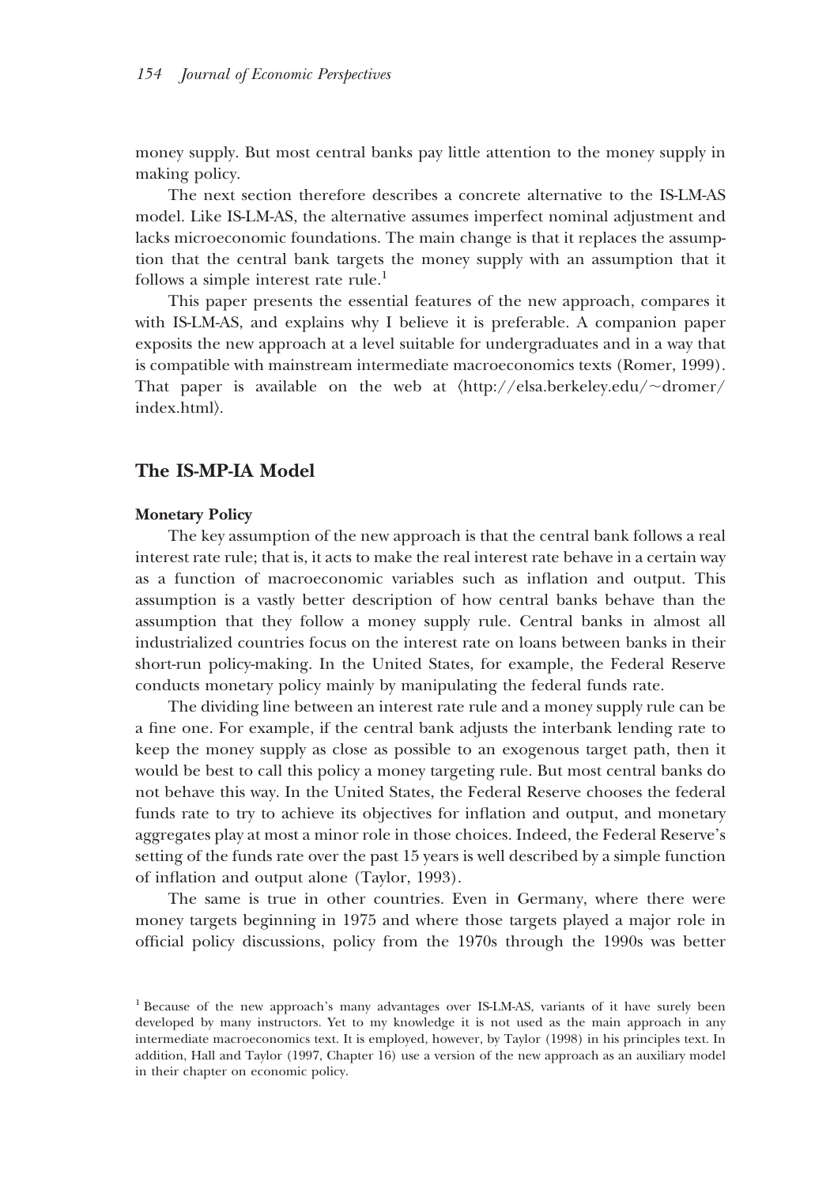money supply. But most central banks pay little attention to the money supply in making policy.

The next section therefore describes a concrete alternative to the IS-LM-AS model. Like IS-LM-AS, the alternative assumes imperfect nominal adjustment and lacks microeconomic foundations. The main change is that it replaces the assumption that the central bank targets the money supply with an assumption that it follows a simple interest rate rule.[1]

This paper presents the essential features of the new approach, compares it with IS-LM-AS, and explains why I believe it is preferable. A companion paper exposits the new approach at a level suitable for undergraduates and in a way that is compatible with mainstream intermediate macroeconomics texts (Romer, 1999). That paper is available on the web at ⟨http://elsa.berkeley.edu/~dromer/index.html⟩.

## The IS-MP-IA Model

### Monetary Policy

The key assumption of the new approach is that the central bank follows a real interest rate rule; that is, it acts to make the real interest rate behave in a certain way as a function of macroeconomic variables such as inflation and output. This assumption is a vastly better description of how central banks behave than the assumption that they follow a money supply rule. Central banks in almost all industrialized countries focus on the interest rate on loans between banks in their short-run policy-making. In the United States, for example, the Federal Reserve conducts monetary policy mainly by manipulating the federal funds rate.

The dividing line between an interest rate rule and a money supply rule can be a fine one. For example, if the central bank adjusts the interbank lending rate to keep the money supply as close as possible to an exogenous target path, then it would be best to call this policy a money targeting rule. But most central banks do not behave this way. In the United States, the Federal Reserve chooses the federal funds rate to try to achieve its objectives for inflation and output, and monetary aggregates play at most a minor role in those choices. Indeed, the Federal Reserve's setting of the funds rate over the past 15 years is well described by a simple function of inflation and output alone (Taylor, 1993).

The same is true in other countries. Even in Germany, where there were money targets beginning in 1975 and where those targets played a major role in official policy discussions, policy from the 1970s through the 1990s was better

[1] Because of the new approach's many advantages over IS-LM-AS, variants of it have surely been developed by many instructors. Yet to my knowledge it is not used as the main approach in any intermediate macroeconomics text. It is employed, however, by Taylor (1998) in his principles text. In addition, Hall and Taylor (1997, Chapter 16) use a version of the new approach as an auxiliary model in their chapter on economic policy.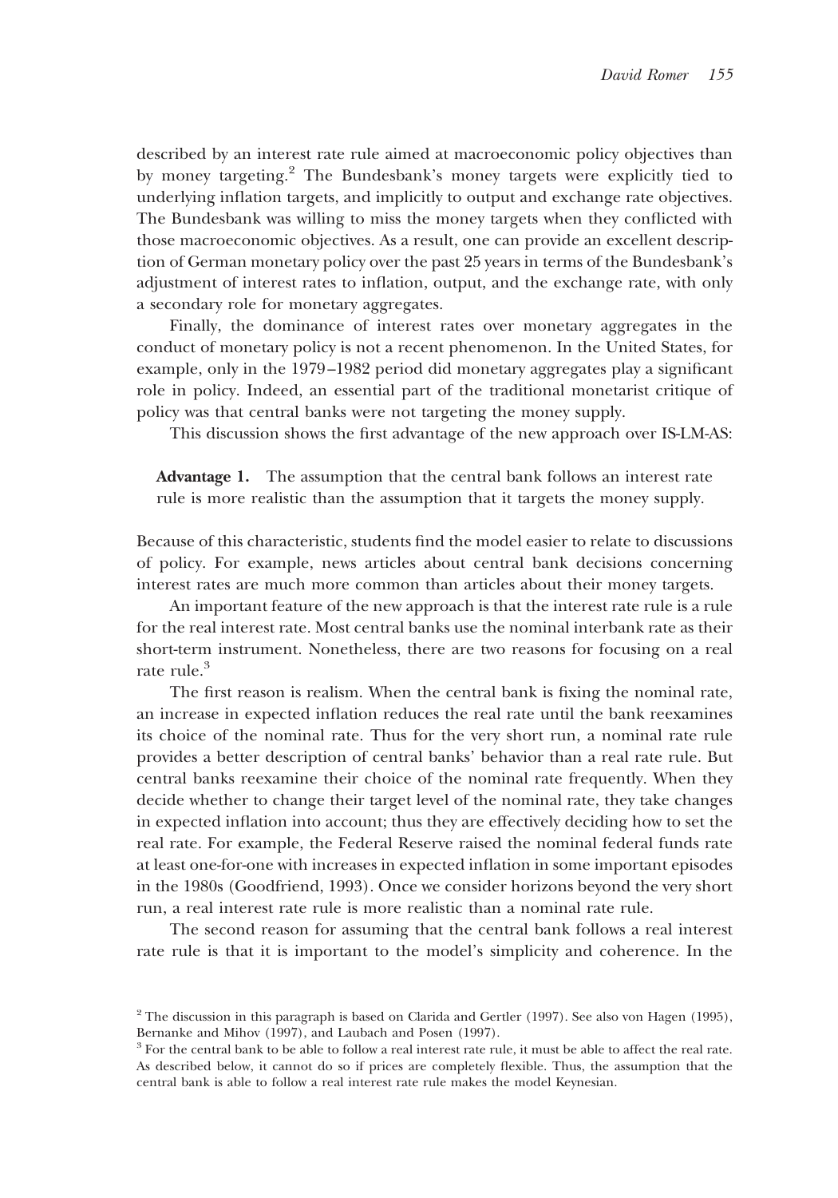described by an interest rate rule aimed at macroeconomic policy objectives than by money targeting.[2] The Bundesbank's money targets were explicitly tied to underlying inflation targets, and implicitly to output and exchange rate objectives. The Bundesbank was willing to miss the money targets when they conflicted with those macroeconomic objectives. As a result, one can provide an excellent description of German monetary policy over the past 25 years in terms of the Bundesbank's adjustment of interest rates to inflation, output, and the exchange rate, with only a secondary role for monetary aggregates.

Finally, the dominance of interest rates over monetary aggregates in the conduct of monetary policy is not a recent phenomenon. In the United States, for example, only in the 1979–1982 period did monetary aggregates play a significant role in policy. Indeed, an essential part of the traditional monetarist critique of policy was that central banks were not targeting the money supply.

This discussion shows the first advantage of the new approach over IS-LM-AS:

> **Advantage 1.** The assumption that the central bank follows an interest rate rule is more realistic than the assumption that it targets the money supply.

Because of this characteristic, students find the model easier to relate to discussions of policy. For example, news articles about central bank decisions concerning interest rates are much more common than articles about their money targets.

An important feature of the new approach is that the interest rate rule is a rule for the real interest rate. Most central banks use the nominal interbank rate as their short-term instrument. Nonetheless, there are two reasons for focusing on a real rate rule.[3]

The first reason is realism. When the central bank is fixing the nominal rate, an increase in expected inflation reduces the real rate until the bank reexamines its choice of the nominal rate. Thus for the very short run, a nominal rate rule provides a better description of central banks' behavior than a real rate rule. But central banks reexamine their choice of the nominal rate frequently. When they decide whether to change their target level of the nominal rate, they take changes in expected inflation into account; thus they are effectively deciding how to set the real rate. For example, the Federal Reserve raised the nominal federal funds rate at least one-for-one with increases in expected inflation in some important episodes in the 1980s (Goodfriend, 1993). Once we consider horizons beyond the very short run, a real interest rate rule is more realistic than a nominal rate rule.

The second reason for assuming that the central bank follows a real interest rate rule is that it is important to the model's simplicity and coherence. In the

[2] The discussion in this paragraph is based on Clarida and Gertler (1997). See also von Hagen (1995), Bernanke and Mihov (1997), and Laubach and Posen (1997).

[3] For the central bank to be able to follow a real interest rate rule, it must be able to affect the real rate. As described below, it cannot do so if prices are completely flexible. Thus, the assumption that the central bank is able to follow a real interest rate rule makes the model Keynesian.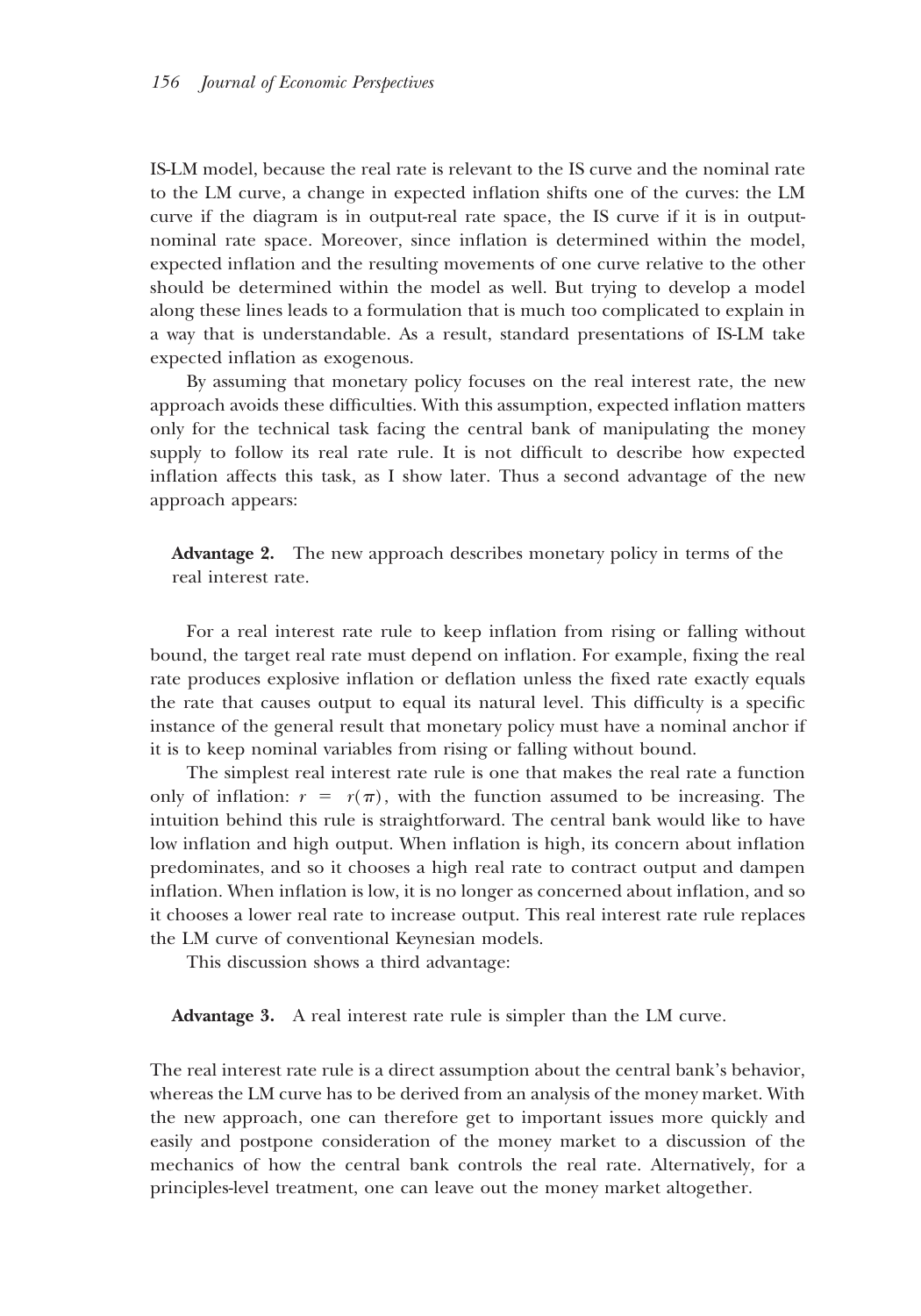IS-LM model, because the real rate is relevant to the IS curve and the nominal rate to the LM curve, a change in expected inflation shifts one of the curves: the LM curve if the diagram is in output-real rate space, the IS curve if it is in output-nominal rate space. Moreover, since inflation is determined within the model, expected inflation and the resulting movements of one curve relative to the other should be determined within the model as well. But trying to develop a model along these lines leads to a formulation that is much too complicated to explain in a way that is understandable. As a result, standard presentations of IS-LM take expected inflation as exogenous.

By assuming that monetary policy focuses on the real interest rate, the new approach avoids these difficulties. With this assumption, expected inflation matters only for the technical task facing the central bank of manipulating the money supply to follow its real rate rule. It is not difficult to describe how expected inflation affects this task, as I show later. Thus a second advantage of the new approach appears:

**Advantage 2.** The new approach describes monetary policy in terms of the real interest rate.

For a real interest rate rule to keep inflation from rising or falling without bound, the target real rate must depend on inflation. For example, fixing the real rate produces explosive inflation or deflation unless the fixed rate exactly equals the rate that causes output to equal its natural level. This difficulty is a specific instance of the general result that monetary policy must have a nominal anchor if it is to keep nominal variables from rising or falling without bound.

The simplest real interest rate rule is one that makes the real rate a function only of inflation: $r = r(\pi)$, with the function assumed to be increasing. The intuition behind this rule is straightforward. The central bank would like to have low inflation and high output. When inflation is high, its concern about inflation predominates, and so it chooses a high real rate to contract output and dampen inflation. When inflation is low, it is no longer as concerned about inflation, and so it chooses a lower real rate to increase output. This real interest rate rule replaces the LM curve of conventional Keynesian models.

This discussion shows a third advantage:

**Advantage 3.** A real interest rate rule is simpler than the LM curve.

The real interest rate rule is a direct assumption about the central bank's behavior, whereas the LM curve has to be derived from an analysis of the money market. With the new approach, one can therefore get to important issues more quickly and easily and postpone consideration of the money market to a discussion of the mechanics of how the central bank controls the real rate. Alternatively, for a principles-level treatment, one can leave out the money market altogether.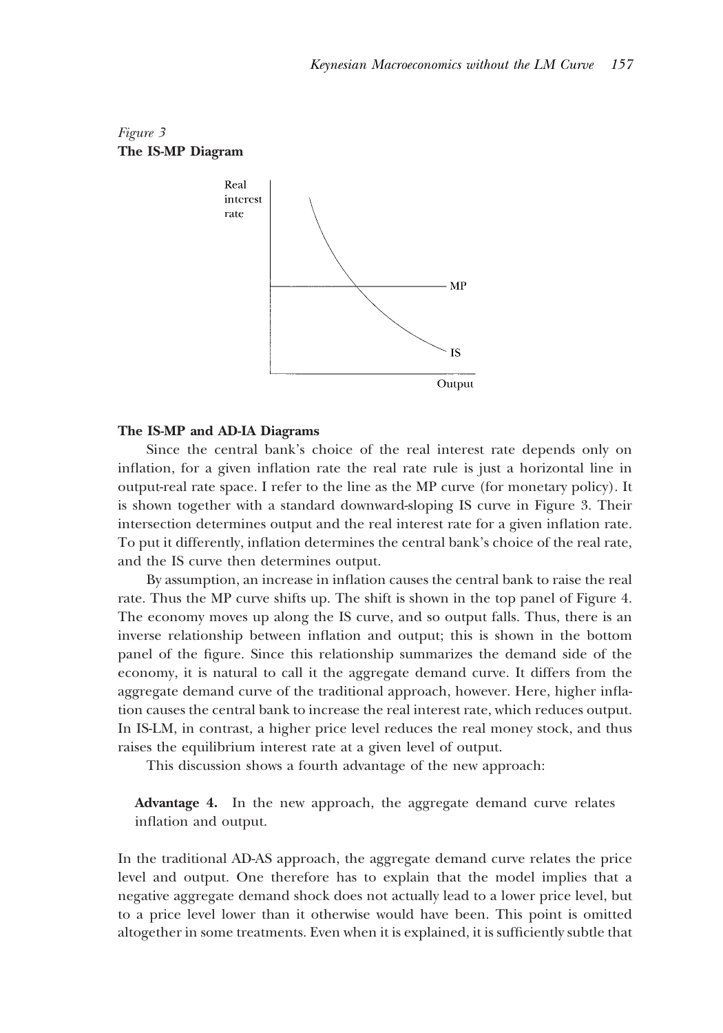*Figure 3*
**The IS-MP Diagram**

Real interest rate

MP

IS

Output

### The IS-MP and AD-IA Diagrams

Since the central bank's choice of the real interest rate depends only on inflation, for a given inflation rate the real rate rule is just a horizontal line in output-real rate space. I refer to the line as the MP curve (for monetary policy). It is shown together with a standard downward-sloping IS curve in Figure 3. Their intersection determines output and the real interest rate for a given inflation rate. To put it differently, inflation determines the central bank's choice of the real rate, and the IS curve then determines output.

By assumption, an increase in inflation causes the central bank to raise the real rate. Thus the MP curve shifts up. The shift is shown in the top panel of Figure 4. The economy moves up along the IS curve, and so output falls. Thus, there is an inverse relationship between inflation and output; this is shown in the bottom panel of the figure. Since this relationship summarizes the demand side of the economy, it is natural to call it the aggregate demand curve. It differs from the aggregate demand curve of the traditional approach, however. Here, higher inflation causes the central bank to increase the real interest rate, which reduces output. In IS-LM, in contrast, a higher price level reduces the real money stock, and thus raises the equilibrium interest rate at a given level of output.

This discussion shows a fourth advantage of the new approach:

> **Advantage 4.** In the new approach, the aggregate demand curve relates inflation and output.

In the traditional AD-AS approach, the aggregate demand curve relates the price level and output. One therefore has to explain that the model implies that a negative aggregate demand shock does not actually lead to a lower price level, but to a price level lower than it otherwise would have been. This point is omitted altogether in some treatments. Even when it is explained, it is sufficiently subtle that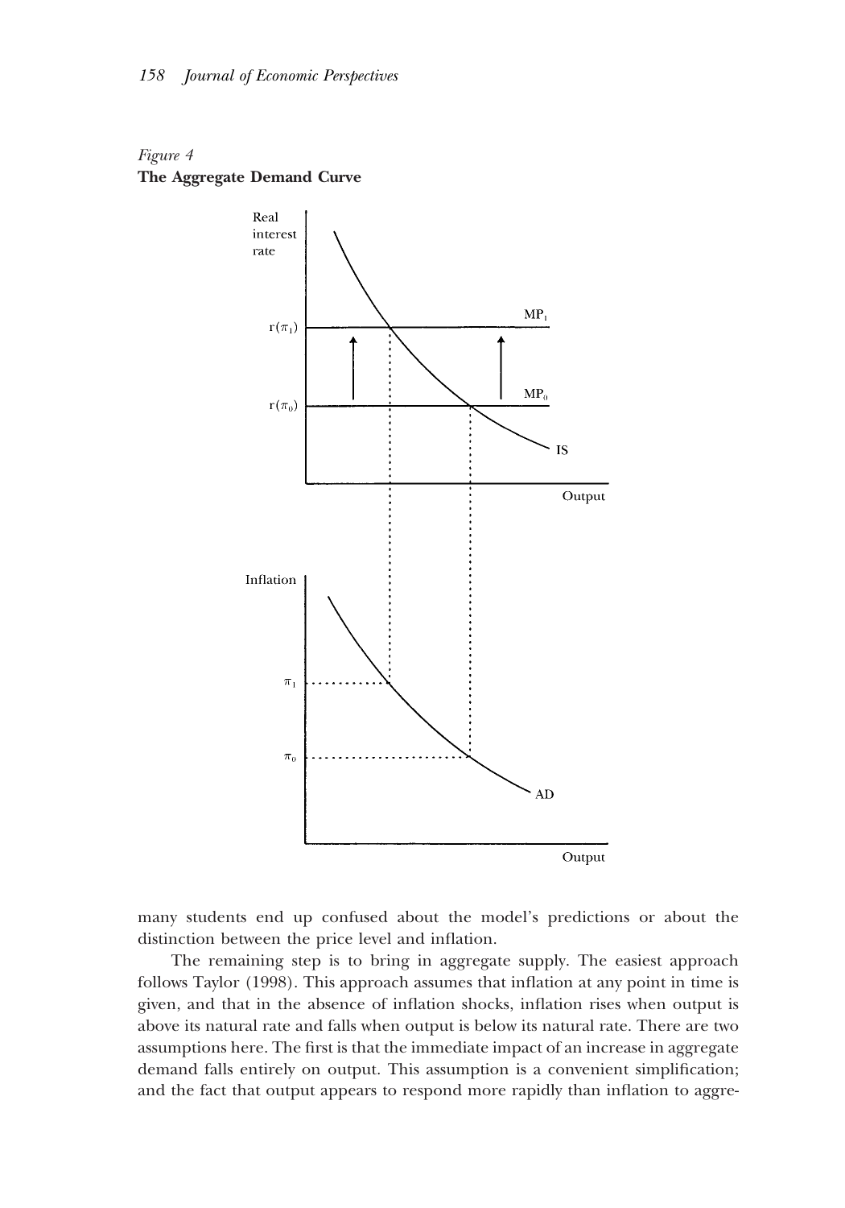*Figure 4*
**The Aggregate Demand Curve**

many students end up confused about the model's predictions or about the distinction between the price level and inflation.

The remaining step is to bring in aggregate supply. The easiest approach follows Taylor (1998). This approach assumes that inflation at any point in time is given, and that in the absence of inflation shocks, inflation rises when output is above its natural rate and falls when output is below its natural rate. There are two assumptions here. The first is that the immediate impact of an increase in aggregate demand falls entirely on output. This assumption is a convenient simplification; and the fact that output appears to respond more rapidly than inflation to aggre-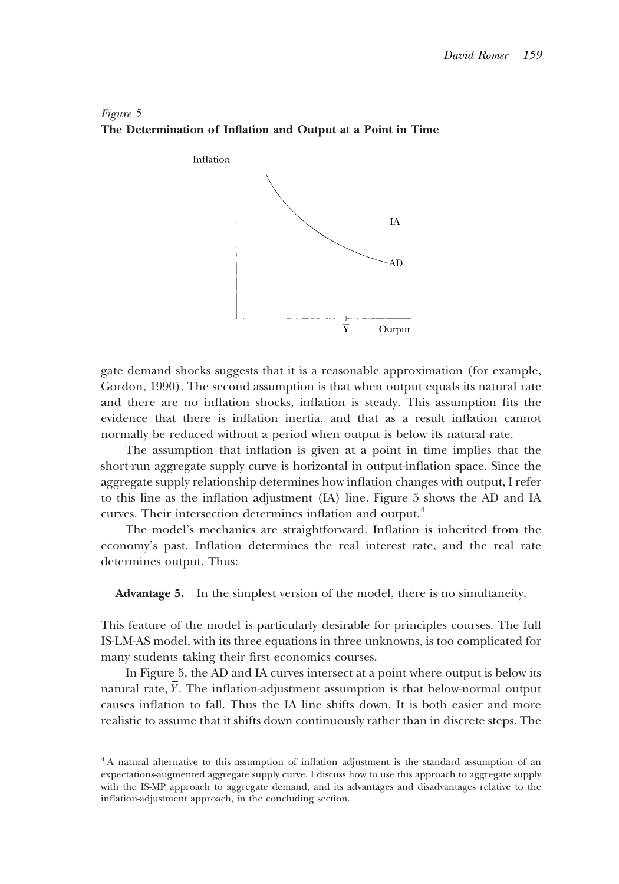*Figure 5*
**The Determination of Inflation and Output at a Point in Time**

gate demand shocks suggests that it is a reasonable approximation (for example, Gordon, 1990). The second assumption is that when output equals its natural rate and there are no inflation shocks, inflation is steady. This assumption fits the evidence that there is inflation inertia, and that as a result inflation cannot normally be reduced without a period when output is below its natural rate.

The assumption that inflation is given at a point in time implies that the short-run aggregate supply curve is horizontal in output-inflation space. Since the aggregate supply relationship determines how inflation changes with output, I refer to this line as the inflation adjustment (IA) line. Figure 5 shows the AD and IA curves. Their intersection determines inflation and output.[4]

The model's mechanics are straightforward. Inflation is inherited from the economy's past. Inflation determines the real interest rate, and the real rate determines output. Thus:

**Advantage 5.** In the simplest version of the model, there is no simultaneity.

This feature of the model is particularly desirable for principles courses. The full IS-LM-AS model, with its three equations in three unknowns, is too complicated for many students taking their first economics courses.

In Figure 5, the AD and IA curves intersect at a point where output is below its natural rate, $\overline{Y}$. The inflation-adjustment assumption is that below-normal output causes inflation to fall. Thus the IA line shifts down. It is both easier and more realistic to assume that it shifts down continuously rather than in discrete steps. The

[4] A natural alternative to this assumption of inflation adjustment is the standard assumption of an expectations-augmented aggregate supply curve. I discuss how to use this approach to aggregate supply with the IS-MP approach to aggregate demand, and its advantages and disadvantages relative to the inflation-adjustment approach, in the concluding section.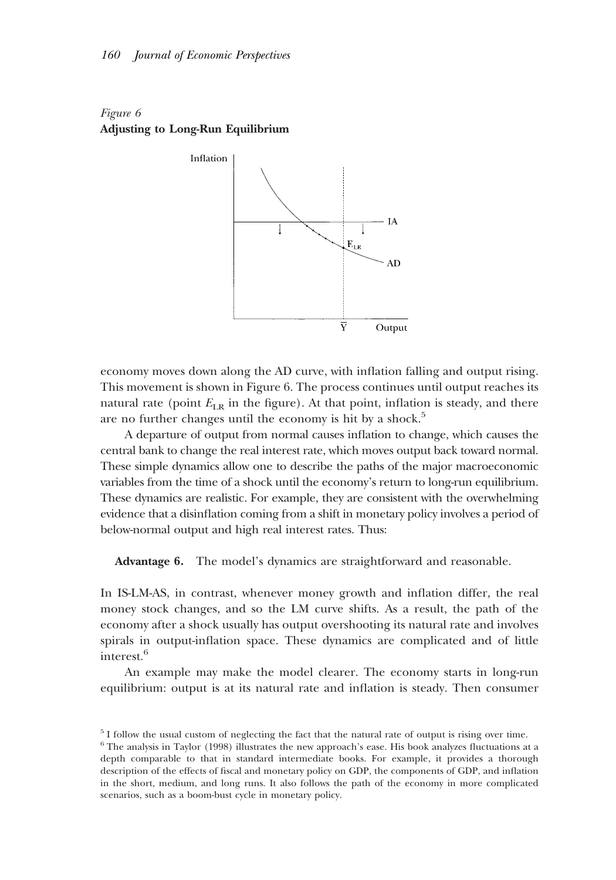*Figure 6*
**Adjusting to Long-Run Equilibrium**

economy moves down along the AD curve, with inflation falling and output rising. This movement is shown in Figure 6. The process continues until output reaches its natural rate (point $E_{LR}$ in the figure). At that point, inflation is steady, and there are no further changes until the economy is hit by a shock.[5]

A departure of output from normal causes inflation to change, which causes the central bank to change the real interest rate, which moves output back toward normal. These simple dynamics allow one to describe the paths of the major macroeconomic variables from the time of a shock until the economy's return to long-run equilibrium. These dynamics are realistic. For example, they are consistent with the overwhelming evidence that a disinflation coming from a shift in monetary policy involves a period of below-normal output and high real interest rates. Thus:

**Advantage 6.** The model's dynamics are straightforward and reasonable.

In IS-LM-AS, in contrast, whenever money growth and inflation differ, the real money stock changes, and so the LM curve shifts. As a result, the path of the economy after a shock usually has output overshooting its natural rate and involves spirals in output-inflation space. These dynamics are complicated and of little interest.[6]

An example may make the model clearer. The economy starts in long-run equilibrium: output is at its natural rate and inflation is steady. Then consumer

[5] I follow the usual custom of neglecting the fact that the natural rate of output is rising over time.

[6] The analysis in Taylor (1998) illustrates the new approach's ease. His book analyzes fluctuations at a depth comparable to that in standard intermediate books. For example, it provides a thorough description of the effects of fiscal and monetary policy on GDP, the components of GDP, and inflation in the short, medium, and long runs. It also follows the path of the economy in more complicated scenarios, such as a boom-bust cycle in monetary policy.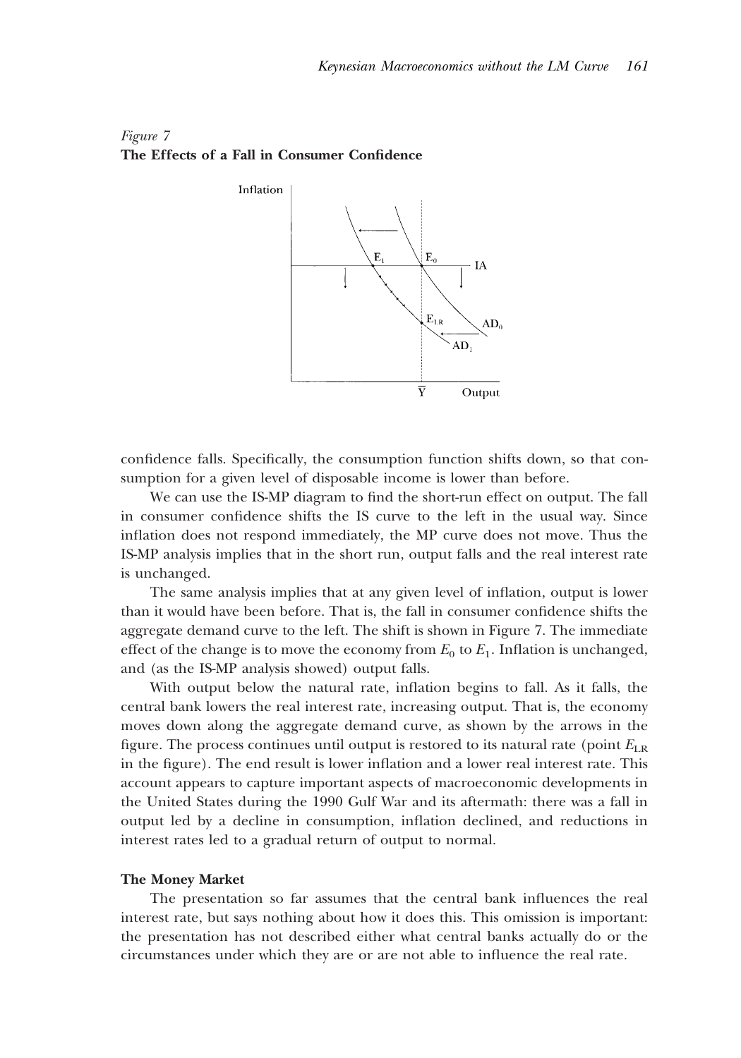*Figure 7*
**The Effects of a Fall in Consumer Confidence**

confidence falls. Specifically, the consumption function shifts down, so that consumption for a given level of disposable income is lower than before.

We can use the IS-MP diagram to find the short-run effect on output. The fall in consumer confidence shifts the IS curve to the left in the usual way. Since inflation does not respond immediately, the MP curve does not move. Thus the IS-MP analysis implies that in the short run, output falls and the real interest rate is unchanged.

The same analysis implies that at any given level of inflation, output is lower than it would have been before. That is, the fall in consumer confidence shifts the aggregate demand curve to the left. The shift is shown in Figure 7. The immediate effect of the change is to move the economy from $E_0$ to $E_1$. Inflation is unchanged, and (as the IS-MP analysis showed) output falls.

With output below the natural rate, inflation begins to fall. As it falls, the central bank lowers the real interest rate, increasing output. That is, the economy moves down along the aggregate demand curve, as shown by the arrows in the figure. The process continues until output is restored to its natural rate (point $E_{LR}$ in the figure). The end result is lower inflation and a lower real interest rate. This account appears to capture important aspects of macroeconomic developments in the United States during the 1990 Gulf War and its aftermath: there was a fall in output led by a decline in consumption, inflation declined, and reductions in interest rates led to a gradual return of output to normal.

### The Money Market

The presentation so far assumes that the central bank influences the real interest rate, but says nothing about how it does this. This omission is important: the presentation has not described either what central banks actually do or the circumstances under which they are or are not able to influence the real rate.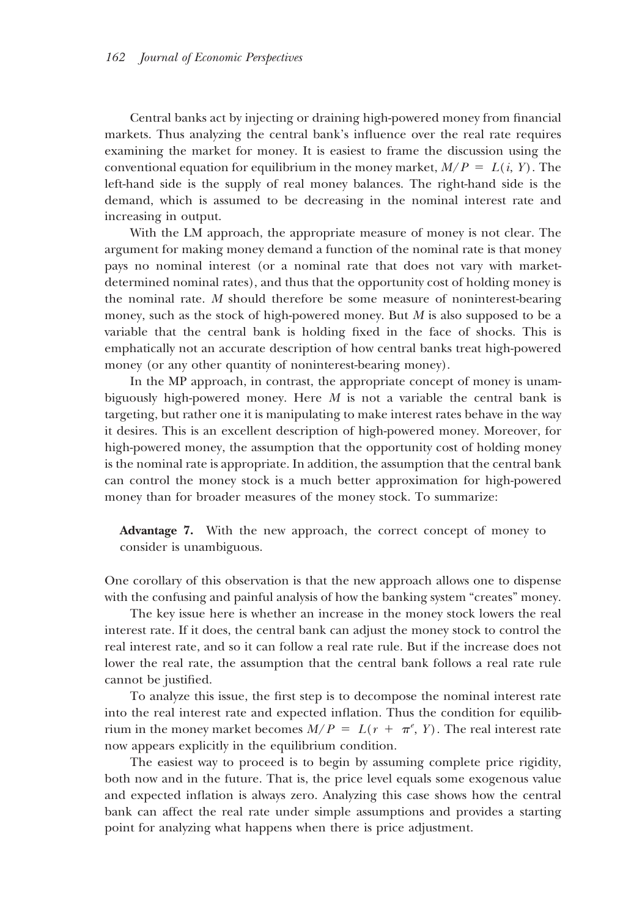Central banks act by injecting or draining high-powered money from financial markets. Thus analyzing the central bank's influence over the real rate requires examining the market for money. It is easiest to frame the discussion using the conventional equation for equilibrium in the money market, $M/P = L(i, Y)$. The left-hand side is the supply of real money balances. The right-hand side is the demand, which is assumed to be decreasing in the nominal interest rate and increasing in output.

With the LM approach, the appropriate measure of money is not clear. The argument for making money demand a function of the nominal rate is that money pays no nominal interest (or a nominal rate that does not vary with market-determined nominal rates), and thus that the opportunity cost of holding money is the nominal rate. $M$ should therefore be some measure of noninterest-bearing money, such as the stock of high-powered money. But $M$ is also supposed to be a variable that the central bank is holding fixed in the face of shocks. This is emphatically not an accurate description of how central banks treat high-powered money (or any other quantity of noninterest-bearing money).

In the MP approach, in contrast, the appropriate concept of money is unambiguously high-powered money. Here $M$ is not a variable the central bank is targeting, but rather one it is manipulating to make interest rates behave in the way it desires. This is an excellent description of high-powered money. Moreover, for high-powered money, the assumption that the opportunity cost of holding money is the nominal rate is appropriate. In addition, the assumption that the central bank can control the money stock is a much better approximation for high-powered money than for broader measures of the money stock. To summarize:

> **Advantage 7.** With the new approach, the correct concept of money to consider is unambiguous.

One corollary of this observation is that the new approach allows one to dispense with the confusing and painful analysis of how the banking system "creates" money.

The key issue here is whether an increase in the money stock lowers the real interest rate. If it does, the central bank can adjust the money stock to control the real interest rate, and so it can follow a real rate rule. But if the increase does not lower the real rate, the assumption that the central bank follows a real rate rule cannot be justified.

To analyze this issue, the first step is to decompose the nominal interest rate into the real interest rate and expected inflation. Thus the condition for equilibrium in the money market becomes $M/P = L(r + \pi^e, Y)$. The real interest rate now appears explicitly in the equilibrium condition.

The easiest way to proceed is to begin by assuming complete price rigidity, both now and in the future. That is, the price level equals some exogenous value and expected inflation is always zero. Analyzing this case shows how the central bank can affect the real rate under simple assumptions and provides a starting point for analyzing what happens when there is price adjustment.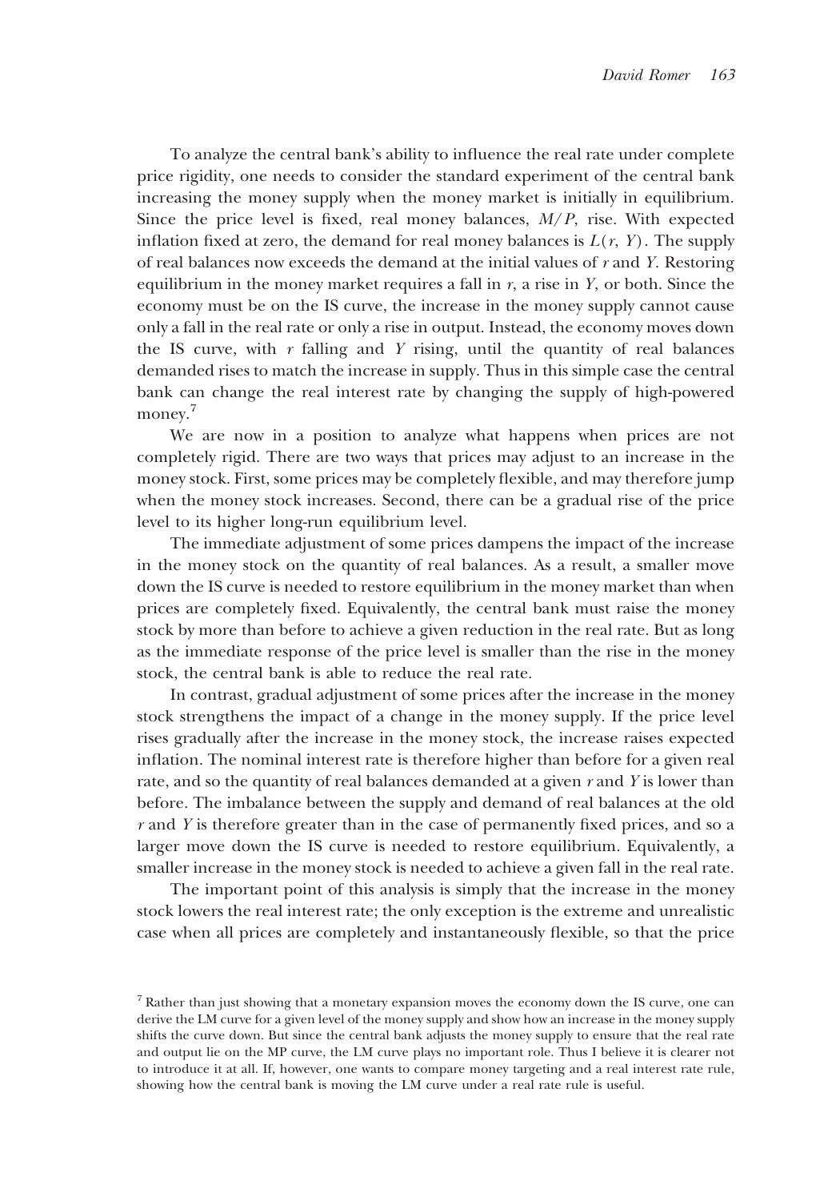To analyze the central bank's ability to influence the real rate under complete price rigidity, one needs to consider the standard experiment of the central bank increasing the money supply when the money market is initially in equilibrium. Since the price level is fixed, real money balances, $M/P$, rise. With expected inflation fixed at zero, the demand for real money balances is $L(r, Y)$. The supply of real balances now exceeds the demand at the initial values of $r$ and $Y$. Restoring equilibrium in the money market requires a fall in $r$, a rise in $Y$, or both. Since the economy must be on the IS curve, the increase in the money supply cannot cause only a fall in the real rate or only a rise in output. Instead, the economy moves down the IS curve, with $r$ falling and $Y$ rising, until the quantity of real balances demanded rises to match the increase in supply. Thus in this simple case the central bank can change the real interest rate by changing the supply of high-powered money.[7]

We are now in a position to analyze what happens when prices are not completely rigid. There are two ways that prices may adjust to an increase in the money stock. First, some prices may be completely flexible, and may therefore jump when the money stock increases. Second, there can be a gradual rise of the price level to its higher long-run equilibrium level.

The immediate adjustment of some prices dampens the impact of the increase in the money stock on the quantity of real balances. As a result, a smaller move down the IS curve is needed to restore equilibrium in the money market than when prices are completely fixed. Equivalently, the central bank must raise the money stock by more than before to achieve a given reduction in the real rate. But as long as the immediate response of the price level is smaller than the rise in the money stock, the central bank is able to reduce the real rate.

In contrast, gradual adjustment of some prices after the increase in the money stock strengthens the impact of a change in the money supply. If the price level rises gradually after the increase in the money stock, the increase raises expected inflation. The nominal interest rate is therefore higher than before for a given real rate, and so the quantity of real balances demanded at a given $r$ and $Y$ is lower than before. The imbalance between the supply and demand of real balances at the old $r$ and $Y$ is therefore greater than in the case of permanently fixed prices, and so a larger move down the IS curve is needed to restore equilibrium. Equivalently, a smaller increase in the money stock is needed to achieve a given fall in the real rate.

The important point of this analysis is simply that the increase in the money stock lowers the real interest rate; the only exception is the extreme and unrealistic case when all prices are completely and instantaneously flexible, so that the price

[7] Rather than just showing that a monetary expansion moves the economy down the IS curve, one can derive the LM curve for a given level of the money supply and show how an increase in the money supply shifts the curve down. But since the central bank adjusts the money supply to ensure that the real rate and output lie on the MP curve, the LM curve plays no important role. Thus I believe it is clearer not to introduce it at all. If, however, one wants to compare money targeting and a real interest rate rule, showing how the central bank is moving the LM curve under a real rate rule is useful.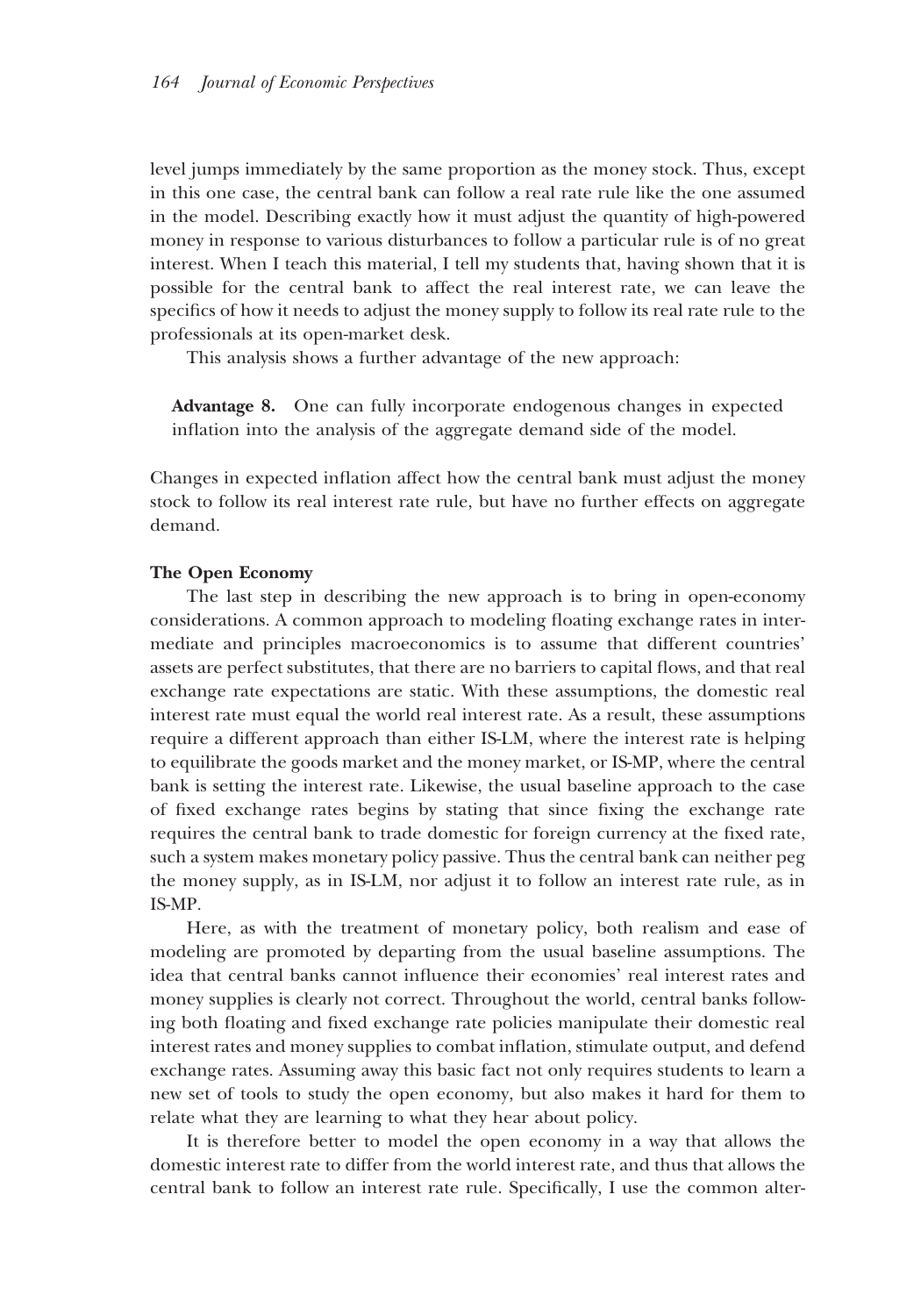level jumps immediately by the same proportion as the money stock. Thus, except in this one case, the central bank can follow a real rate rule like the one assumed in the model. Describing exactly how it must adjust the quantity of high-powered money in response to various disturbances to follow a particular rule is of no great interest. When I teach this material, I tell my students that, having shown that it is possible for the central bank to affect the real interest rate, we can leave the specifics of how it needs to adjust the money supply to follow its real rate rule to the professionals at its open-market desk.

This analysis shows a further advantage of the new approach:

> **Advantage 8.** One can fully incorporate endogenous changes in expected inflation into the analysis of the aggregate demand side of the model.

Changes in expected inflation affect how the central bank must adjust the money stock to follow its real interest rate rule, but have no further effects on aggregate demand.

### The Open Economy

The last step in describing the new approach is to bring in open-economy considerations. A common approach to modeling floating exchange rates in intermediate and principles macroeconomics is to assume that different countries' assets are perfect substitutes, that there are no barriers to capital flows, and that real exchange rate expectations are static. With these assumptions, the domestic real interest rate must equal the world real interest rate. As a result, these assumptions require a different approach than either IS-LM, where the interest rate is helping to equilibrate the goods market and the money market, or IS-MP, where the central bank is setting the interest rate. Likewise, the usual baseline approach to the case of fixed exchange rates begins by stating that since fixing the exchange rate requires the central bank to trade domestic for foreign currency at the fixed rate, such a system makes monetary policy passive. Thus the central bank can neither peg the money supply, as in IS-LM, nor adjust it to follow an interest rate rule, as in IS-MP.

Here, as with the treatment of monetary policy, both realism and ease of modeling are promoted by departing from the usual baseline assumptions. The idea that central banks cannot influence their economies' real interest rates and money supplies is clearly not correct. Throughout the world, central banks following both floating and fixed exchange rate policies manipulate their domestic real interest rates and money supplies to combat inflation, stimulate output, and defend exchange rates. Assuming away this basic fact not only requires students to learn a new set of tools to study the open economy, but also makes it hard for them to relate what they are learning to what they hear about policy.

It is therefore better to model the open economy in a way that allows the domestic interest rate to differ from the world interest rate, and thus that allows the central bank to follow an interest rate rule. Specifically, I use the common alter-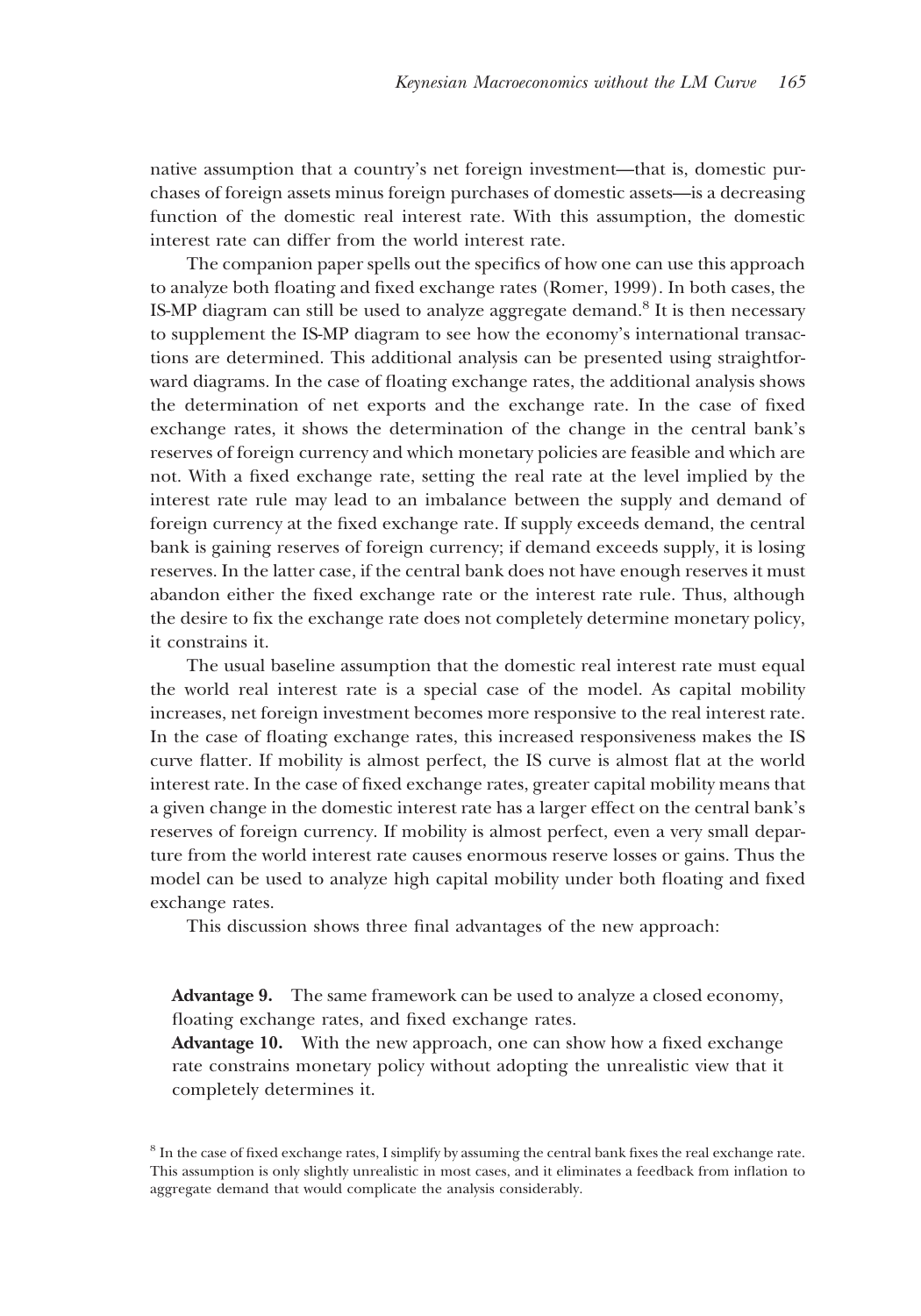native assumption that a country's net foreign investment—that is, domestic purchases of foreign assets minus foreign purchases of domestic assets—is a decreasing function of the domestic real interest rate. With this assumption, the domestic interest rate can differ from the world interest rate.

The companion paper spells out the specifics of how one can use this approach to analyze both floating and fixed exchange rates (Romer, 1999). In both cases, the IS-MP diagram can still be used to analyze aggregate demand.[8] It is then necessary to supplement the IS-MP diagram to see how the economy's international transactions are determined. This additional analysis can be presented using straightforward diagrams. In the case of floating exchange rates, the additional analysis shows the determination of net exports and the exchange rate. In the case of fixed exchange rates, it shows the determination of the change in the central bank's reserves of foreign currency and which monetary policies are feasible and which are not. With a fixed exchange rate, setting the real rate at the level implied by the interest rate rule may lead to an imbalance between the supply and demand of foreign currency at the fixed exchange rate. If supply exceeds demand, the central bank is gaining reserves of foreign currency; if demand exceeds supply, it is losing reserves. In the latter case, if the central bank does not have enough reserves it must abandon either the fixed exchange rate or the interest rate rule. Thus, although the desire to fix the exchange rate does not completely determine monetary policy, it constrains it.

The usual baseline assumption that the domestic real interest rate must equal the world real interest rate is a special case of the model. As capital mobility increases, net foreign investment becomes more responsive to the real interest rate. In the case of floating exchange rates, this increased responsiveness makes the IS curve flatter. If mobility is almost perfect, the IS curve is almost flat at the world interest rate. In the case of fixed exchange rates, greater capital mobility means that a given change in the domestic interest rate has a larger effect on the central bank's reserves of foreign currency. If mobility is almost perfect, even a very small departure from the world interest rate causes enormous reserve losses or gains. Thus the model can be used to analyze high capital mobility under both floating and fixed exchange rates.

This discussion shows three final advantages of the new approach:

**Advantage 9.** The same framework can be used to analyze a closed economy, floating exchange rates, and fixed exchange rates.

**Advantage 10.** With the new approach, one can show how a fixed exchange rate constrains monetary policy without adopting the unrealistic view that it completely determines it.

[8] In the case of fixed exchange rates, I simplify by assuming the central bank fixes the real exchange rate. This assumption is only slightly unrealistic in most cases, and it eliminates a feedback from inflation to aggregate demand that would complicate the analysis considerably.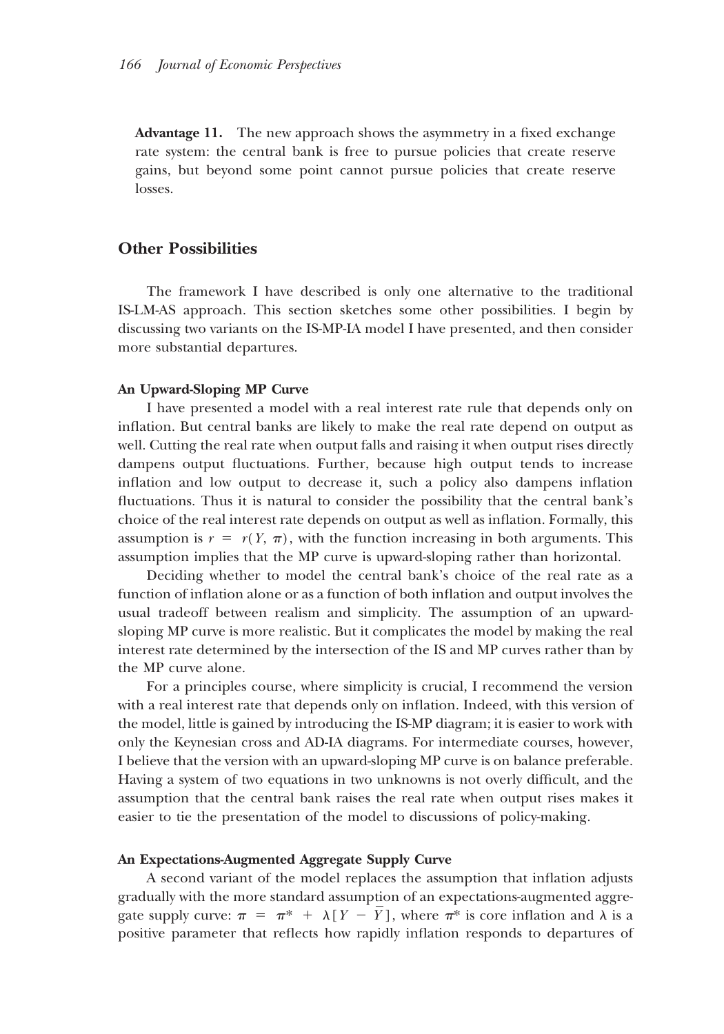**Advantage 11.** The new approach shows the asymmetry in a fixed exchange rate system: the central bank is free to pursue policies that create reserve gains, but beyond some point cannot pursue policies that create reserve losses.

## Other Possibilities

The framework I have described is only one alternative to the traditional IS-LM-AS approach. This section sketches some other possibilities. I begin by discussing two variants on the IS-MP-IA model I have presented, and then consider more substantial departures.

### An Upward-Sloping MP Curve

I have presented a model with a real interest rate rule that depends only on inflation. But central banks are likely to make the real rate depend on output as well. Cutting the real rate when output falls and raising it when output rises directly dampens output fluctuations. Further, because high output tends to increase inflation and low output to decrease it, such a policy also dampens inflation fluctuations. Thus it is natural to consider the possibility that the central bank's choice of the real interest rate depends on output as well as inflation. Formally, this assumption is $r = r(Y, \pi)$, with the function increasing in both arguments. This assumption implies that the MP curve is upward-sloping rather than horizontal.

Deciding whether to model the central bank's choice of the real rate as a function of inflation alone or as a function of both inflation and output involves the usual tradeoff between realism and simplicity. The assumption of an upward-sloping MP curve is more realistic. But it complicates the model by making the real interest rate determined by the intersection of the IS and MP curves rather than by the MP curve alone.

For a principles course, where simplicity is crucial, I recommend the version with a real interest rate that depends only on inflation. Indeed, with this version of the model, little is gained by introducing the IS-MP diagram; it is easier to work with only the Keynesian cross and AD-IA diagrams. For intermediate courses, however, I believe that the version with an upward-sloping MP curve is on balance preferable. Having a system of two equations in two unknowns is not overly difficult, and the assumption that the central bank raises the real rate when output rises makes it easier to tie the presentation of the model to discussions of policy-making.

### An Expectations-Augmented Aggregate Supply Curve

A second variant of the model replaces the assumption that inflation adjusts gradually with the more standard assumption of an expectations-augmented aggregate supply curve: $\pi = \pi^* + \lambda[Y - \overline{Y}]$, where $\pi^*$ is core inflation and $\lambda$ is a positive parameter that reflects how rapidly inflation responds to departures of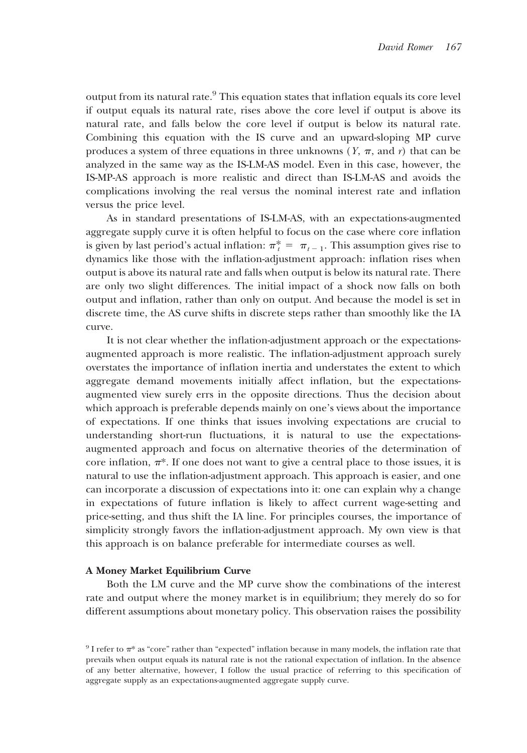output from its natural rate.[9] This equation states that inflation equals its core level if output equals its natural rate, rises above the core level if output is above its natural rate, and falls below the core level if output is below its natural rate. Combining this equation with the IS curve and an upward-sloping MP curve produces a system of three equations in three unknowns ($Y$, $\pi$, and $r$) that can be analyzed in the same way as the IS-LM-AS model. Even in this case, however, the IS-MP-AS approach is more realistic and direct than IS-LM-AS and avoids the complications involving the real versus the nominal interest rate and inflation versus the price level.

As in standard presentations of IS-LM-AS, with an expectations-augmented aggregate supply curve it is often helpful to focus on the case where core inflation is given by last period's actual inflation: $\pi_t^* = \pi_{t-1}$. This assumption gives rise to dynamics like those with the inflation-adjustment approach: inflation rises when output is above its natural rate and falls when output is below its natural rate. There are only two slight differences. The initial impact of a shock now falls on both output and inflation, rather than only on output. And because the model is set in discrete time, the AS curve shifts in discrete steps rather than smoothly like the IA curve.

It is not clear whether the inflation-adjustment approach or the expectations-augmented approach is more realistic. The inflation-adjustment approach surely overstates the importance of inflation inertia and understates the extent to which aggregate demand movements initially affect inflation, but the expectations-augmented view surely errs in the opposite directions. Thus the decision about which approach is preferable depends mainly on one's views about the importance of expectations. If one thinks that issues involving expectations are crucial to understanding short-run fluctuations, it is natural to use the expectations-augmented approach and focus on alternative theories of the determination of core inflation, $\pi^*$. If one does not want to give a central place to those issues, it is natural to use the inflation-adjustment approach. This approach is easier, and one can incorporate a discussion of expectations into it: one can explain why a change in expectations of future inflation is likely to affect current wage-setting and price-setting, and thus shift the IA line. For principles courses, the importance of simplicity strongly favors the inflation-adjustment approach. My own view is that this approach is on balance preferable for intermediate courses as well.

**A Money Market Equilibrium Curve**

Both the LM curve and the MP curve show the combinations of the interest rate and output where the money market is in equilibrium; they merely do so for different assumptions about monetary policy. This observation raises the possibility

[9] I refer to $\pi^*$ as "core" rather than "expected" inflation because in many models, the inflation rate that prevails when output equals its natural rate is not the rational expectation of inflation. In the absence of any better alternative, however, I follow the usual practice of referring to this specification of aggregate supply as an expectations-augmented aggregate supply curve.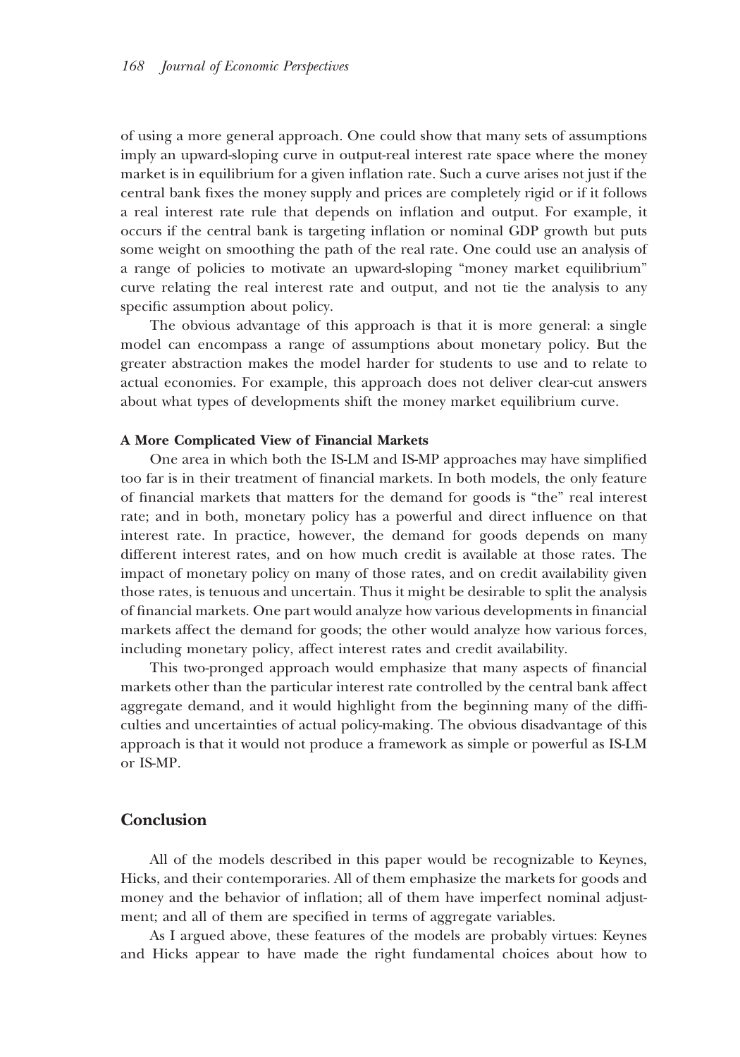of using a more general approach. One could show that many sets of assumptions imply an upward-sloping curve in output-real interest rate space where the money market is in equilibrium for a given inflation rate. Such a curve arises not just if the central bank fixes the money supply and prices are completely rigid or if it follows a real interest rate rule that depends on inflation and output. For example, it occurs if the central bank is targeting inflation or nominal GDP growth but puts some weight on smoothing the path of the real rate. One could use an analysis of a range of policies to motivate an upward-sloping "money market equilibrium" curve relating the real interest rate and output, and not tie the analysis to any specific assumption about policy.

The obvious advantage of this approach is that it is more general: a single model can encompass a range of assumptions about monetary policy. But the greater abstraction makes the model harder for students to use and to relate to actual economies. For example, this approach does not deliver clear-cut answers about what types of developments shift the money market equilibrium curve.

### A More Complicated View of Financial Markets

One area in which both the IS-LM and IS-MP approaches may have simplified too far is in their treatment of financial markets. In both models, the only feature of financial markets that matters for the demand for goods is "the" real interest rate; and in both, monetary policy has a powerful and direct influence on that interest rate. In practice, however, the demand for goods depends on many different interest rates, and on how much credit is available at those rates. The impact of monetary policy on many of those rates, and on credit availability given those rates, is tenuous and uncertain. Thus it might be desirable to split the analysis of financial markets. One part would analyze how various developments in financial markets affect the demand for goods; the other would analyze how various forces, including monetary policy, affect interest rates and credit availability.

This two-pronged approach would emphasize that many aspects of financial markets other than the particular interest rate controlled by the central bank affect aggregate demand, and it would highlight from the beginning many of the difficulties and uncertainties of actual policy-making. The obvious disadvantage of this approach is that it would not produce a framework as simple or powerful as IS-LM or IS-MP.

## Conclusion

All of the models described in this paper would be recognizable to Keynes, Hicks, and their contemporaries. All of them emphasize the markets for goods and money and the behavior of inflation; all of them have imperfect nominal adjustment; and all of them are specified in terms of aggregate variables.

As I argued above, these features of the models are probably virtues: Keynes and Hicks appear to have made the right fundamental choices about how to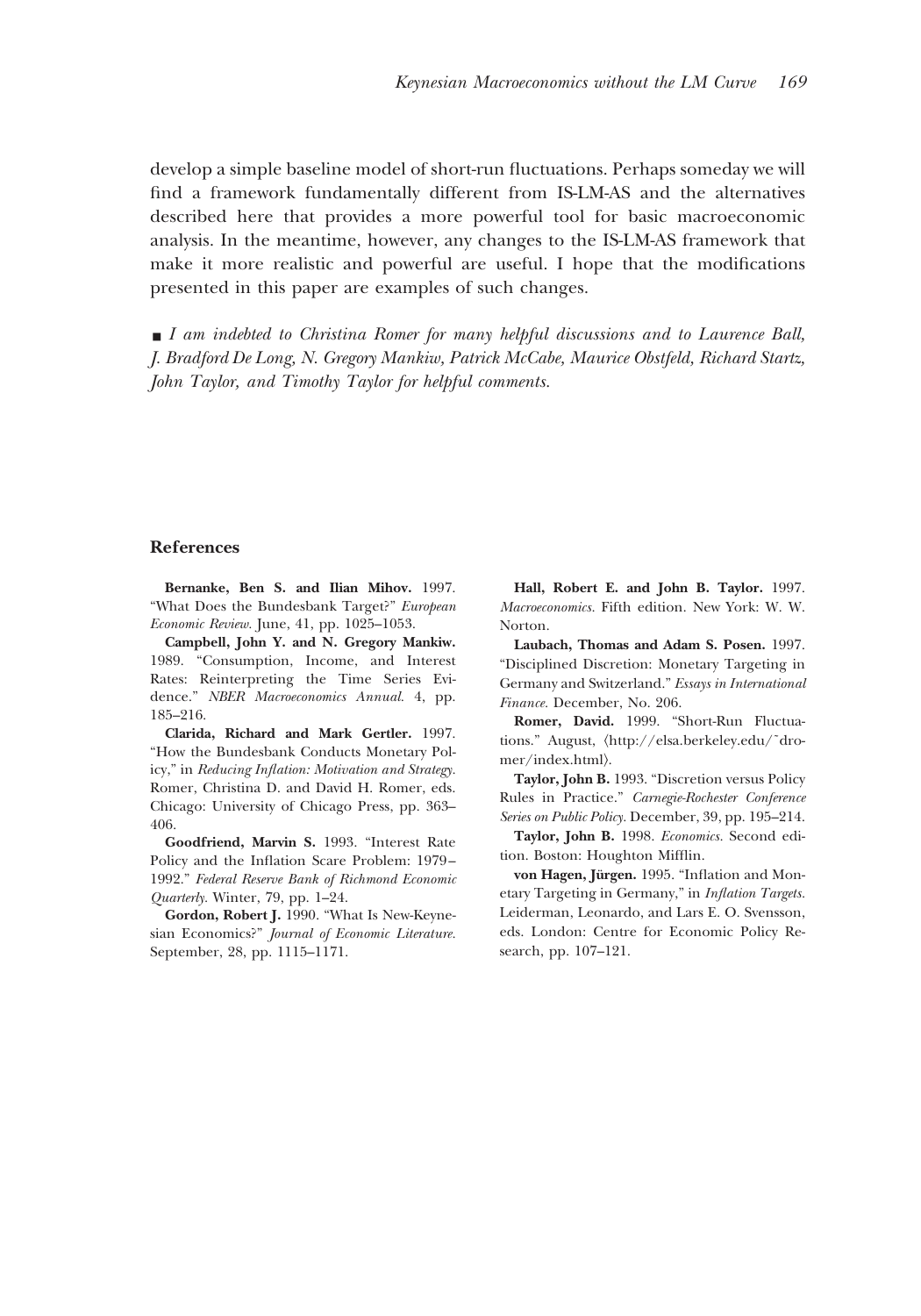develop a simple baseline model of short-run fluctuations. Perhaps someday we will find a framework fundamentally different from IS-LM-AS and the alternatives described here that provides a more powerful tool for basic macroeconomic analysis. In the meantime, however, any changes to the IS-LM-AS framework that make it more realistic and powerful are useful. I hope that the modifications presented in this paper are examples of such changes.

■ *I am indebted to Christina Romer for many helpful discussions and to Laurence Ball, J. Bradford De Long, N. Gregory Mankiw, Patrick McCabe, Maurice Obstfeld, Richard Startz, John Taylor, and Timothy Taylor for helpful comments.*

## References

**Bernanke, Ben S. and Ilian Mihov.** 1997. "What Does the Bundesbank Target?" *European Economic Review.* June, 41, pp. 1025–1053.

**Campbell, John Y. and N. Gregory Mankiw.** 1989. "Consumption, Income, and Interest Rates: Reinterpreting the Time Series Evidence." *NBER Macroeconomics Annual.* 4, pp. 185–216.

**Clarida, Richard and Mark Gertler.** 1997. "How the Bundesbank Conducts Monetary Policy," in *Reducing Inflation: Motivation and Strategy.* Romer, Christina D. and David H. Romer, eds. Chicago: University of Chicago Press, pp. 363–406.

**Goodfriend, Marvin S.** 1993. "Interest Rate Policy and the Inflation Scare Problem: 1979–1992." *Federal Reserve Bank of Richmond Economic Quarterly.* Winter, 79, pp. 1–24.

**Gordon, Robert J.** 1990. "What Is New-Keynesian Economics?" *Journal of Economic Literature.* September, 28, pp. 1115–1171.

**Hall, Robert E. and John B. Taylor.** 1997. *Macroeconomics.* Fifth edition. New York: W. W. Norton.

**Laubach, Thomas and Adam S. Posen.** 1997. "Disciplined Discretion: Monetary Targeting in Germany and Switzerland." *Essays in International Finance.* December, No. 206.

**Romer, David.** 1999. "Short-Run Fluctuations." August, ⟨http://elsa.berkeley.edu/~dromer/index.html⟩.

**Taylor, John B.** 1993. "Discretion versus Policy Rules in Practice." *Carnegie-Rochester Conference Series on Public Policy.* December, 39, pp. 195–214.

**Taylor, John B.** 1998. *Economics.* Second edition. Boston: Houghton Mifflin.

**von Hagen, Jürgen.** 1995. "Inflation and Monetary Targeting in Germany," in *Inflation Targets.* Leiderman, Leonardo, and Lars E. O. Svensson, eds. London: Centre for Economic Policy Research, pp. 107–121.